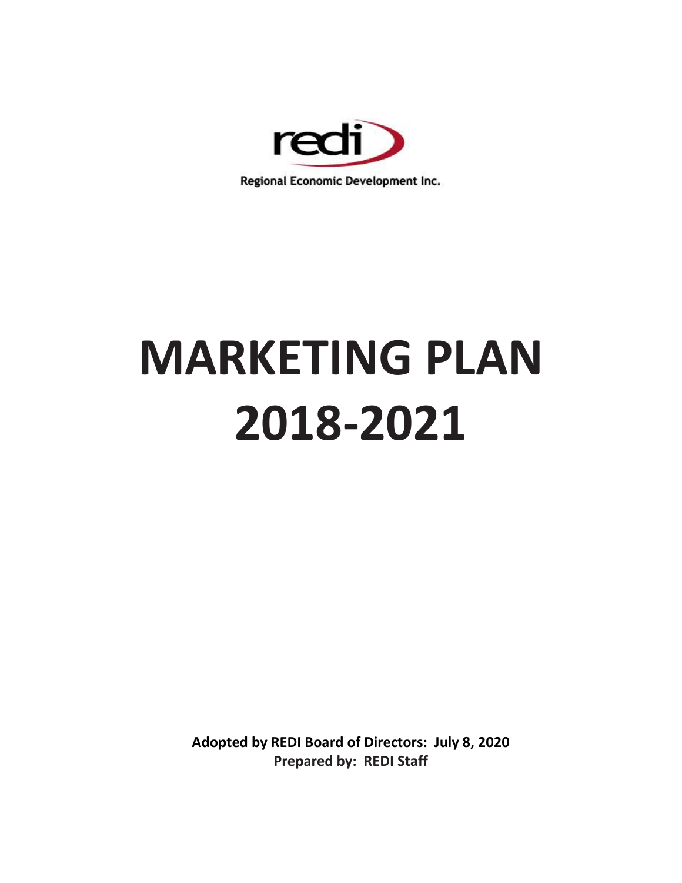redi

Regional Economic Development Inc.

# MARKETING PLAN 2018-2021

**Adopted by REDI Board of Directors: July 8, 2020**
**Prepared by: REDI Staff**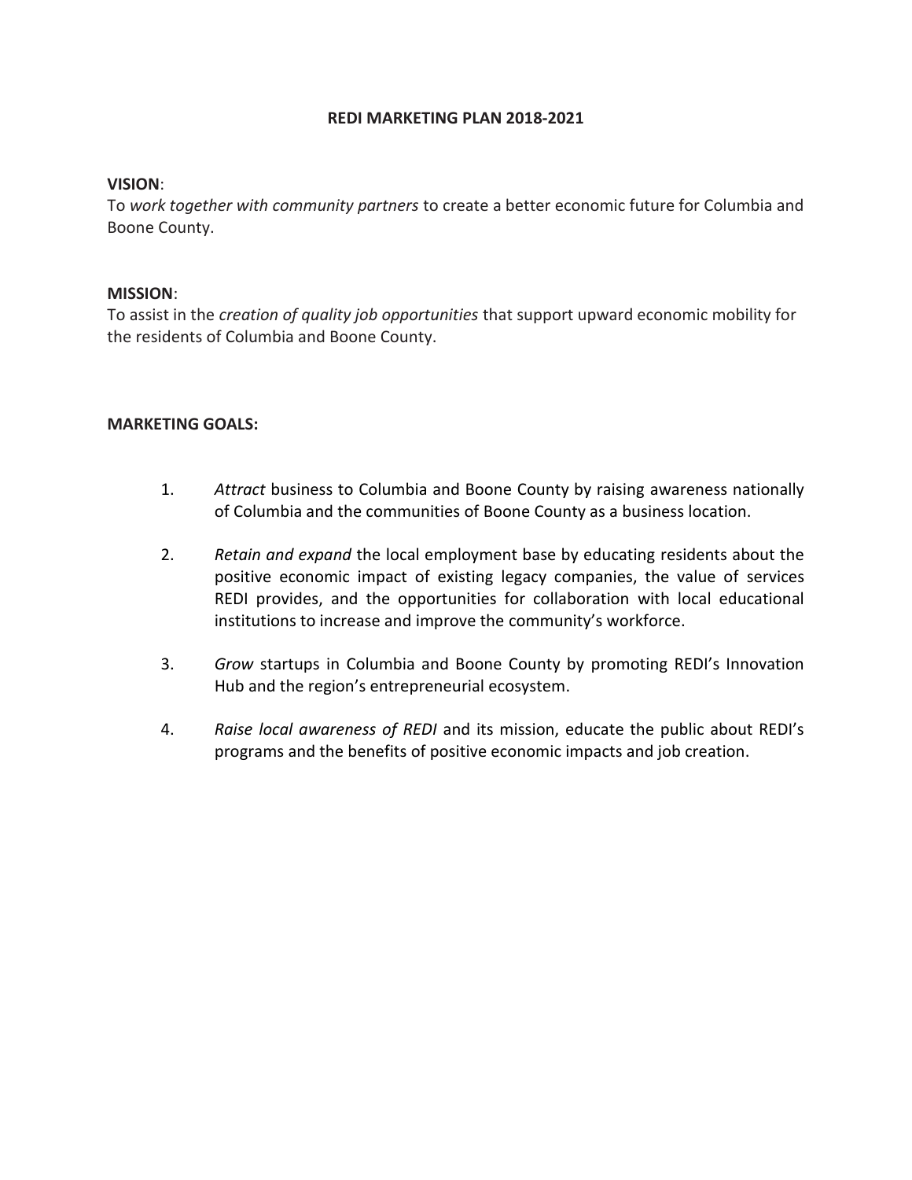# REDI MARKETING PLAN 2018-2021

**VISION**:
To *work together with community partners* to create a better economic future for Columbia and Boone County.

**MISSION**:
To assist in the *creation of quality job opportunities* that support upward economic mobility for the residents of Columbia and Boone County.

**MARKETING GOALS:**

1. *Attract* business to Columbia and Boone County by raising awareness nationally of Columbia and the communities of Boone County as a business location.

2. *Retain and expand* the local employment base by educating residents about the positive economic impact of existing legacy companies, the value of services REDI provides, and the opportunities for collaboration with local educational institutions to increase and improve the community's workforce.

3. *Grow* startups in Columbia and Boone County by promoting REDI's Innovation Hub and the region's entrepreneurial ecosystem.

4. *Raise local awareness of REDI* and its mission, educate the public about REDI's programs and the benefits of positive economic impacts and job creation.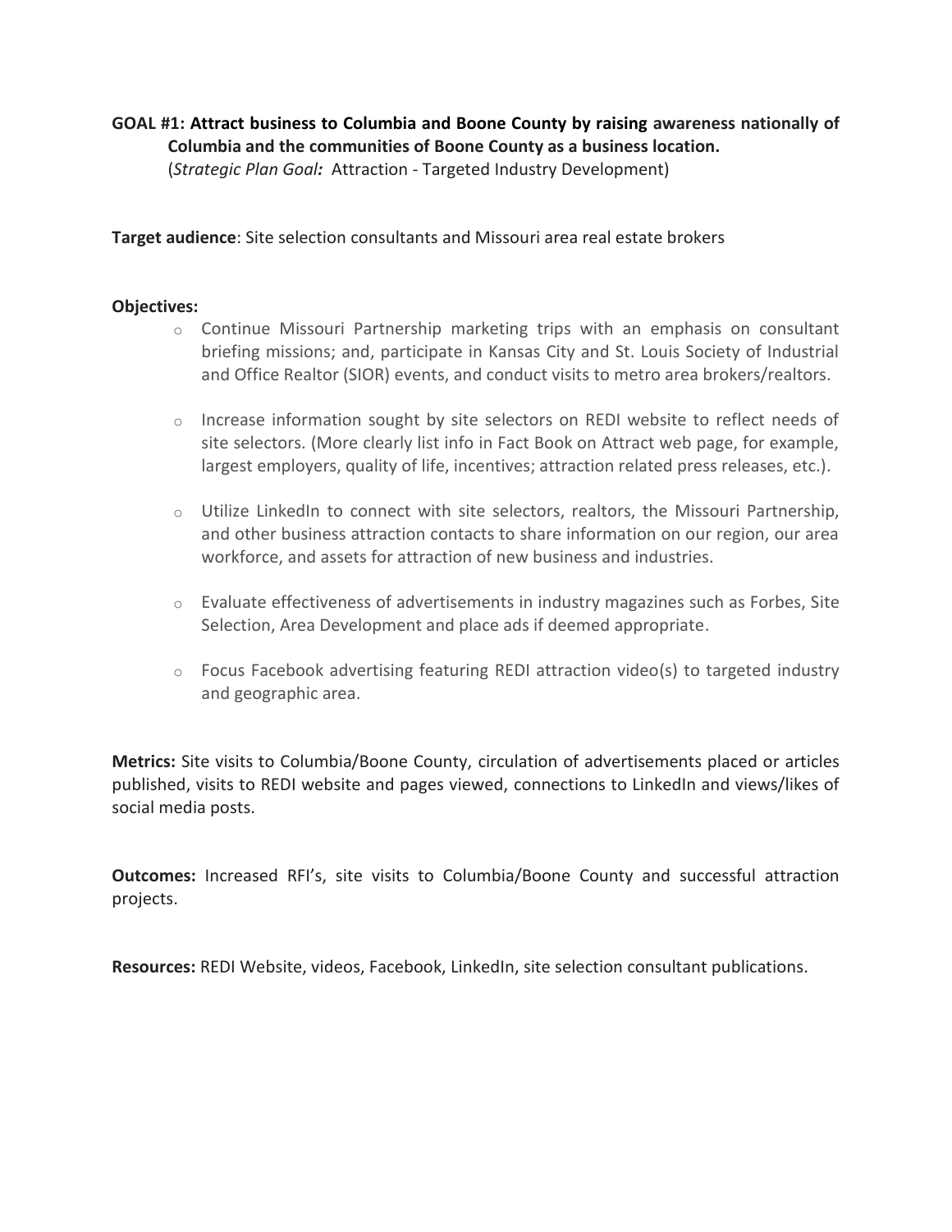**GOAL #1: Attract business to Columbia and Boone County by raising awareness nationally of Columbia and the communities of Boone County as a business location.**
(*Strategic Plan Goal:* Attraction - Targeted Industry Development)

**Target audience**: Site selection consultants and Missouri area real estate brokers

**Objectives:**

- Continue Missouri Partnership marketing trips with an emphasis on consultant briefing missions; and, participate in Kansas City and St. Louis Society of Industrial and Office Realtor (SIOR) events, and conduct visits to metro area brokers/realtors.
- Increase information sought by site selectors on REDI website to reflect needs of site selectors. (More clearly list info in Fact Book on Attract web page, for example, largest employers, quality of life, incentives; attraction related press releases, etc.).
- Utilize LinkedIn to connect with site selectors, realtors, the Missouri Partnership, and other business attraction contacts to share information on our region, our area workforce, and assets for attraction of new business and industries.
- Evaluate effectiveness of advertisements in industry magazines such as Forbes, Site Selection, Area Development and place ads if deemed appropriate.
- Focus Facebook advertising featuring REDI attraction video(s) to targeted industry and geographic area.

**Metrics:** Site visits to Columbia/Boone County, circulation of advertisements placed or articles published, visits to REDI website and pages viewed, connections to LinkedIn and views/likes of social media posts.

**Outcomes:** Increased RFI's, site visits to Columbia/Boone County and successful attraction projects.

**Resources:** REDI Website, videos, Facebook, LinkedIn, site selection consultant publications.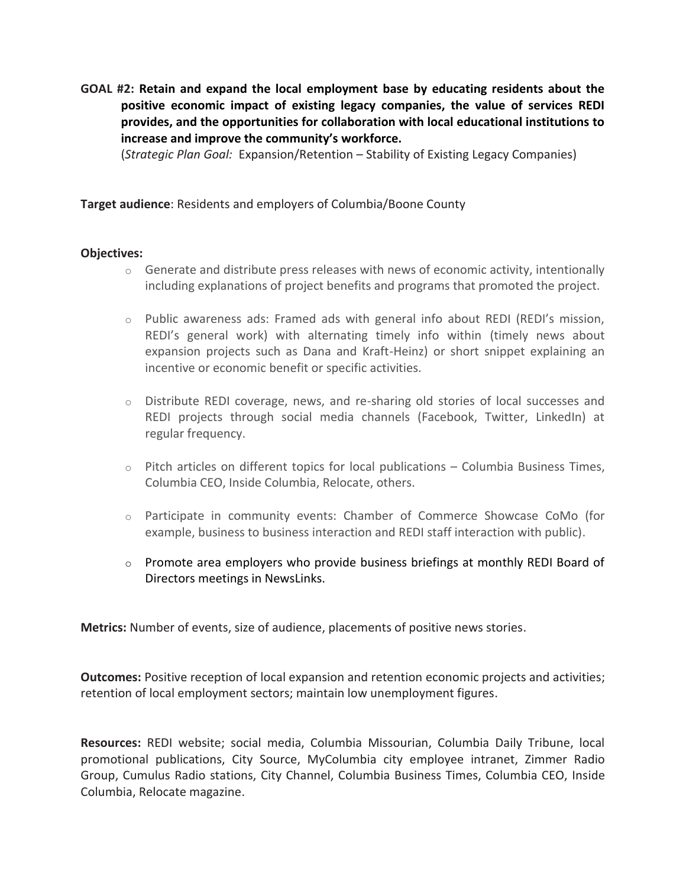**GOAL #2: Retain and expand the local employment base by educating residents about the positive economic impact of existing legacy companies, the value of services REDI provides, and the opportunities for collaboration with local educational institutions to increase and improve the community's workforce.**

(*Strategic Plan Goal:* Expansion/Retention – Stability of Existing Legacy Companies)

**Target audience**: Residents and employers of Columbia/Boone County

**Objectives:**

- Generate and distribute press releases with news of economic activity, intentionally including explanations of project benefits and programs that promoted the project.
- Public awareness ads: Framed ads with general info about REDI (REDI's mission, REDI's general work) with alternating timely info within (timely news about expansion projects such as Dana and Kraft-Heinz) or short snippet explaining an incentive or economic benefit or specific activities.
- Distribute REDI coverage, news, and re-sharing old stories of local successes and REDI projects through social media channels (Facebook, Twitter, LinkedIn) at regular frequency.
- Pitch articles on different topics for local publications – Columbia Business Times, Columbia CEO, Inside Columbia, Relocate, others.
- Participate in community events: Chamber of Commerce Showcase CoMo (for example, business to business interaction and REDI staff interaction with public).
- Promote area employers who provide business briefings at monthly REDI Board of Directors meetings in NewsLinks.

**Metrics:** Number of events, size of audience, placements of positive news stories.

**Outcomes:** Positive reception of local expansion and retention economic projects and activities; retention of local employment sectors; maintain low unemployment figures.

**Resources:** REDI website; social media, Columbia Missourian, Columbia Daily Tribune, local promotional publications, City Source, MyColumbia city employee intranet, Zimmer Radio Group, Cumulus Radio stations, City Channel, Columbia Business Times, Columbia CEO, Inside Columbia, Relocate magazine.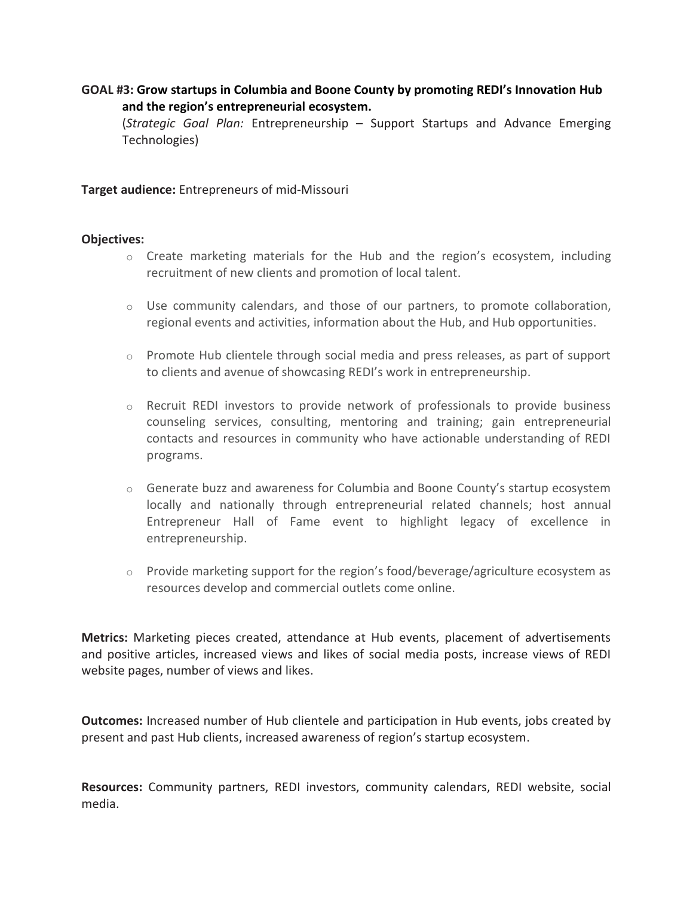**GOAL #3: Grow startups in Columbia and Boone County by promoting REDI's Innovation Hub and the region's entrepreneurial ecosystem.**

(*Strategic Goal Plan:* Entrepreneurship – Support Startups and Advance Emerging Technologies)

**Target audience:** Entrepreneurs of mid-Missouri

**Objectives:**

- Create marketing materials for the Hub and the region's ecosystem, including recruitment of new clients and promotion of local talent.
- Use community calendars, and those of our partners, to promote collaboration, regional events and activities, information about the Hub, and Hub opportunities.
- Promote Hub clientele through social media and press releases, as part of support to clients and avenue of showcasing REDI's work in entrepreneurship.
- Recruit REDI investors to provide network of professionals to provide business counseling services, consulting, mentoring and training; gain entrepreneurial contacts and resources in community who have actionable understanding of REDI programs.
- Generate buzz and awareness for Columbia and Boone County's startup ecosystem locally and nationally through entrepreneurial related channels; host annual Entrepreneur Hall of Fame event to highlight legacy of excellence in entrepreneurship.
- Provide marketing support for the region's food/beverage/agriculture ecosystem as resources develop and commercial outlets come online.

**Metrics:** Marketing pieces created, attendance at Hub events, placement of advertisements and positive articles, increased views and likes of social media posts, increase views of REDI website pages, number of views and likes.

**Outcomes:** Increased number of Hub clientele and participation in Hub events, jobs created by present and past Hub clients, increased awareness of region's startup ecosystem.

**Resources:** Community partners, REDI investors, community calendars, REDI website, social media.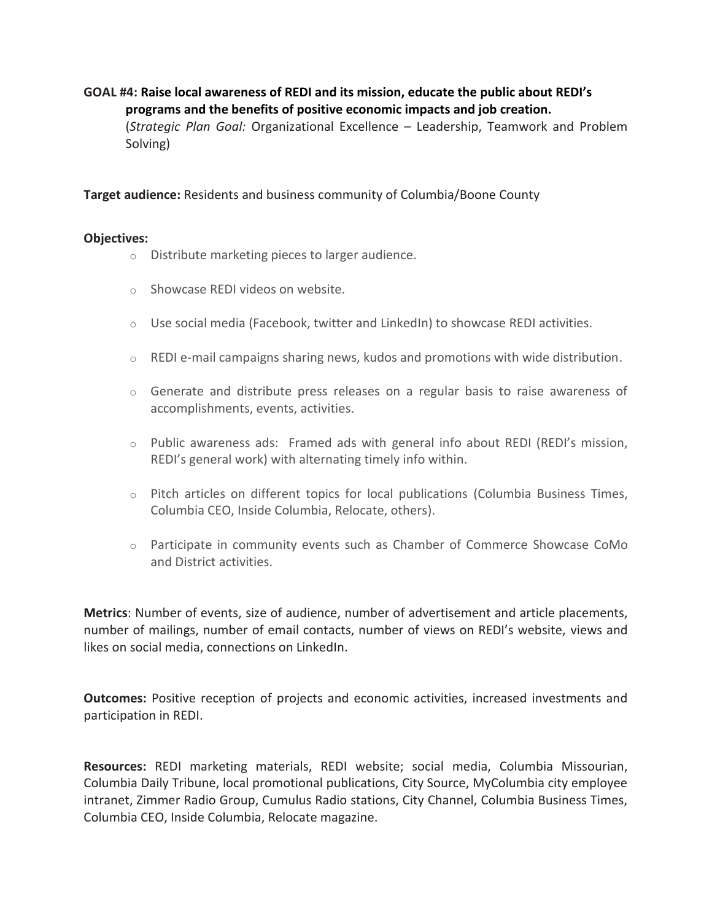**GOAL #4: Raise local awareness of REDI and its mission, educate the public about REDI's programs and the benefits of positive economic impacts and job creation.**

(*Strategic Plan Goal:* Organizational Excellence – Leadership, Teamwork and Problem Solving)

**Target audience:** Residents and business community of Columbia/Boone County

**Objectives:**

- Distribute marketing pieces to larger audience.
- Showcase REDI videos on website.
- Use social media (Facebook, twitter and LinkedIn) to showcase REDI activities.
- REDI e-mail campaigns sharing news, kudos and promotions with wide distribution.
- Generate and distribute press releases on a regular basis to raise awareness of accomplishments, events, activities.
- Public awareness ads: Framed ads with general info about REDI (REDI's mission, REDI's general work) with alternating timely info within.
- Pitch articles on different topics for local publications (Columbia Business Times, Columbia CEO, Inside Columbia, Relocate, others).
- Participate in community events such as Chamber of Commerce Showcase CoMo and District activities.

**Metrics**: Number of events, size of audience, number of advertisement and article placements, number of mailings, number of email contacts, number of views on REDI's website, views and likes on social media, connections on LinkedIn.

**Outcomes:** Positive reception of projects and economic activities, increased investments and participation in REDI.

**Resources:** REDI marketing materials, REDI website; social media, Columbia Missourian, Columbia Daily Tribune, local promotional publications, City Source, MyColumbia city employee intranet, Zimmer Radio Group, Cumulus Radio stations, City Channel, Columbia Business Times, Columbia CEO, Inside Columbia, Relocate magazine.